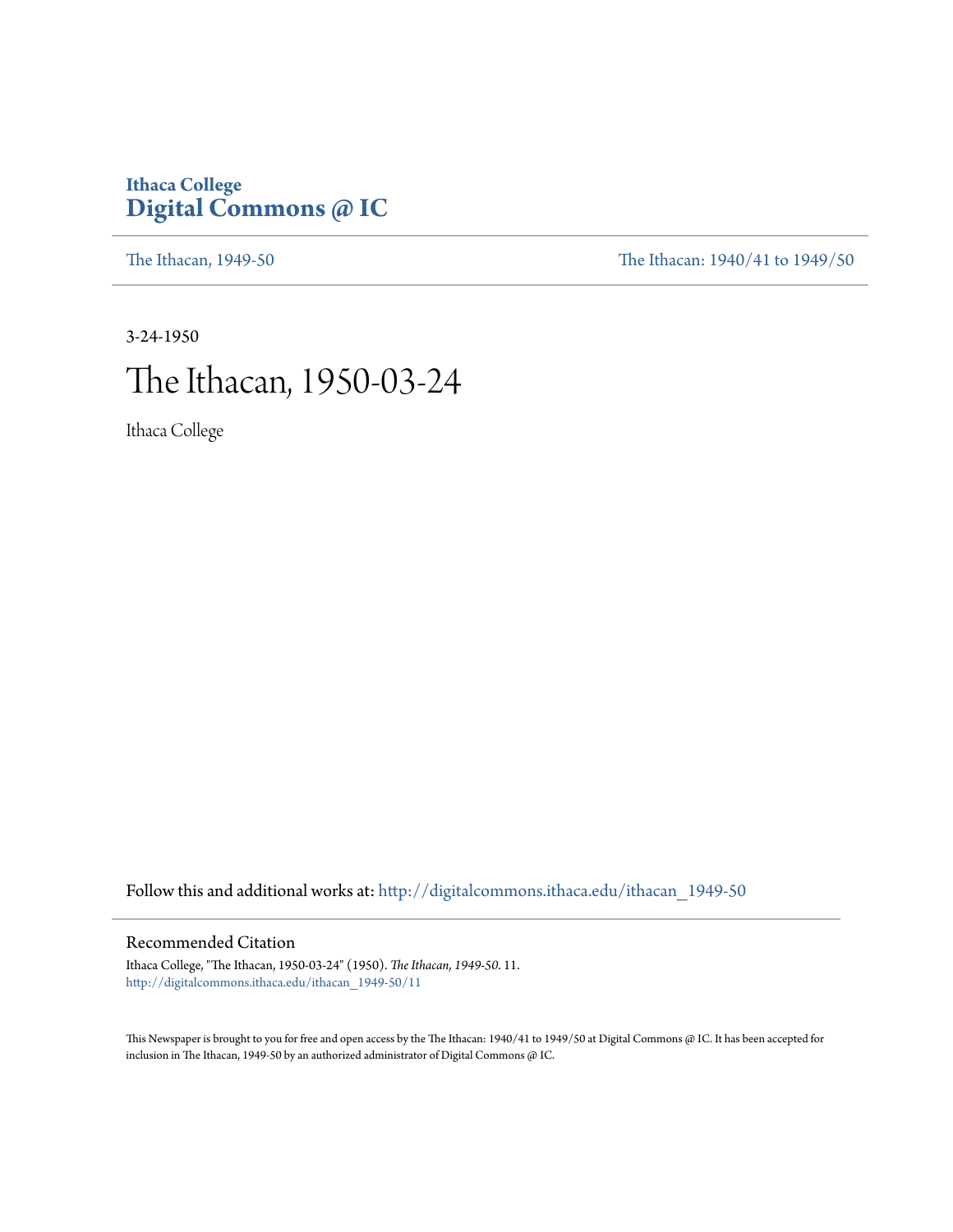Ithaca College
**Digital Commons @ IC**

The Ithacan, 1949-50 | The Ithacan: 1940/41 to 1949/50

3-24-1950

# The Ithacan, 1950-03-24

Ithaca College

Follow this and additional works at: http://digitalcommons.ithaca.edu/ithacan_1949-50

## Recommended Citation

Ithaca College, "The Ithacan, 1950-03-24" (1950). *The Ithacan, 1949-50*. 11.
http://digitalcommons.ithaca.edu/ithacan_1949-50/11

This Newspaper is brought to you for free and open access by the The Ithacan: 1940/41 to 1949/50 at Digital Commons @ IC. It has been accepted for inclusion in The Ithacan, 1949-50 by an authorized administrator of Digital Commons @ IC.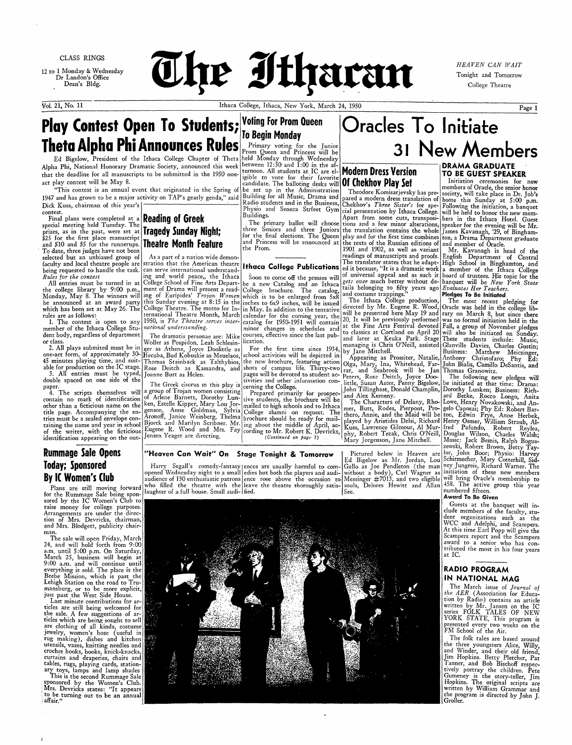CLASS RINGS

12 to 1 Monday & Wednesday
Dr Landon's Office
Dean's Bldg.

# The Ithacan

HEAVEN CAN WAIT
Tonight and Tomorrow
College Theatre

Vol. 21, No. 11 — Ithaca College, Ithaca, New York, March 24, 1950

## Play Contest Open To Students; Theta Alpha Phi Announces Rules

Ed Bigelow, President of the Ithaca College Chapter of Theta Alpha Phi, National Honorary Dramatic Society, announced this week that the deadline for all manuscripts to be submitted in the 1950 one-act play contest will be May 8.

"This contest is an annual event that originated in the Spring of 1947 and has grown to be a major activity on TAP's gearly genda," said Dick Kuss, chairman of this year's contest.

Final plans were completed at a special meeting held Tuesday. The prizes, as in the past, were set at $25 for the first place manuscript and $10 and $5 for the runnerups. To date, three judges have not been selected but an unbiased group of faculty and local theatre people are being requested to handle the task.

*Rules for the contest*

All entries must be turned in at the college library by 9:00 p.m., Monday, May 8. The winners will be announced at an award party which has been set at May 26. The rules are as follows:

1. The contest is open to any member of the Ithaca College Student body, regardless of department or class.
2. All plays submited must be in one-act form, of approximately 30-45 minutes playing time, and suitable for production on the IC stage.
3. All entries must be typed, double spaced on one side of the paper.
4. The scripts themselves will contain no mark of identification other than a ficticious name on the title page. Accompanying the entries must be a sealed envelope containing the name and year in school of the writer, with the ficticious identification appearing on the out-

## Reading of Greek Tragedy Sunday Night; Theatre Month Feature

As a part of a nation wide demonstration that the American theatre can serve international understanding and world peace,, the Ithaca College School of Fine Arts Department of Drama will present a reading of Euripides' *Trojan Women* this Sunday evening at 8:15 in the College Theatre. The motto for International Theatre Month, March 1950, is *The Theatre serves international understanding.*

The dramatis personae are: Mike Wolfer as Pospidon, Leah Schlesinger as Athene, Joyce Doolittle as Hecuba, Bud Kobuskie as Meuelaos, Thomas Stainback as Talthybios, Rose Deitch as Kassandra, and Joanne Burt as Helen.

The Greek chorus in this play is a group of Trojan women consisting of Arlene Barnett, Dorothy Lunken, Estelle Kipper, Mary Lou Jorgenson, Anne Goldman, Sylvia Aronoff, Janice Weinberg, Thelma Bjorck and Marilyn Scribner. Mr. Eugene R. Wood and Mrs. Fay Jensen Yeager are directing.

## Voting For Prom Queen To Begin Monday

Primary voting for the Junior Prom Queen and Princess will be held Monday through Wednesday between 12:30 and 1:00 in the afternoon. All students at IC are eligible to vote for their favorite candidate. The balloting desks will be set up in the Administration Building for all Music, Drama and Radio students and in the Business, Physio and Seneca Strfeet Gym Buildings.

The primary ballot will choose three Seniors and three Juniors for the final elections. The Queen and Princess will be announced at the Prom.

## Ithaca College Publications

Soon to come off the presses will be a new Catalog and an Ithaca College brochure. The catalog, which is to be enlarged from 5x8 inches to 6x9 inches, will be issued in May. In addition to the tentative calendar for the coming year, the catalog for 1950-1951 will contain minor changes in schedules and courses, effective since the last publication.

For the first time since 1934, school activities will be depicted in the new brochure, featuring action shots of campus life. Thirty-two pages will be devoted to student activities and other information concerning the College.

Prepared primarily for prospective students, the brochure will be mailed to high schools and to Ithaca College alumni on request. The brochure should be ready for mailing about the middle of April, according to Mr. Robert K. Devricks,

*(Continued on page 3)*

# Oracles To Initiate 31 New Members

## Modern Dress Version Of Chekhov Play Set

Theodore Komisarjevsky has prepared a modern dress translation of Chekhov's *Three Sister's* for special presentation by Ithaca College. Apart from some cuts, transpositions and a few minor alterations, the translation contains the whole play and for the first time combines the texts of the Russian editions of 1901 and 1902, as well as variant readings of manuscripts and proofs. The translator states that he adapted it because, "It is a dramatic work of universal appeal and as such it *gets over* much better without details belonging to fifty years ago and costume trappings."

The Ithaca College production, directed by Mr. Eugene R. Wood, will be presented here May 19 and 20. It will be previously performed at the Fine Arts Festival devoted to classics at Cortland on April 20 and later at Keuka Park. Stage managing is Chris O'Neill, assisted by Jane Mitchell.

Appearing as Prossiter, Natalie, Olga, Mary, Ina, Whitehead, Farrar, and Seabrook will be Jan Peters, Rose Deitch, Joyce Doolittle, Susan Aster, Penny Bigelow, John Tillinghast, Donald Champlin, and Alex Kemeny.

The Characters of Delany, Rhomer, Butt, Rodes, Pierpont, Protheró, Annie, and the Maid will be played by Aristides Delsi, Richard Kuss, Lawrence Gilmour, Al Murphy, Robert Tezak, Chris O'Neill, Mary Jorgenson, Jane Mitchell.

## DRAMA GRADUATE TO BE GUEST SPEAKER

Initiation ceremonies for new members of Oracle, the senior honor society, will take place in Dr. Job's home this Sunday at 5:00 p.m. Following the initiation, a banquet will be held to honor the new members in the Ithaca Hotel. Guest speaker for the evening will be Mr. James Kavanagh, '29, of Binghamton, a Drama Department graduate and member of Oracle.

Mr. Kavanagh is head of the English Department of Central High School in Binghamton, and a member of the Ithaca College board of trustees. His topic for the banquet will be *New York State Evaluates Her Teachers.*

### Pledges To Be Initiated

The most recent pledging for Oracle was held in the college library on March 8, but since there was no formal initiation held in the Fall, a group of November pledges will also be initiated on Sunday. These students include: Music, Glanville Davies, Charles Gustin; Business: Matthew Meiczinger, Anthony Christofaro; Phy Ed: John Bialis, Camillo DeSantis, and Thomas Granowitz.

The following new pledges will be initiated at that time: Drama: Dorothy Lunken; Business: Richard Betke, Rocco Longo, Anita Lowe, Henry Novakowski, and Angelo Capozzi; Phy Ed: Robert Barton, Edwin Frye, Anne Herbek, Henry Osmer, William Straub, Alfred Pafundo, Robert Reylea, Douglas Wilson, Charles Walsh; Music: Jack Bemis, Ralph Boguszewski, Robert Brown, Betty Taylor, John Boor; Physio: Harvey Schirmecher, Mary Cotterhill, Sidney Jungreis, Richard Warner. The initiation of these new members will bring Oracle's membership to 458. The active group this year numbered fifteen.

### Award To Be Given

Guests at the banquet will include members of the faculty, student organizations such as the WCC and Adelphi, and Scampers. At this time Earl Popp will give the Scampers report and the Scampers award to a senior who has contributed the most in his four years at IC.

## RADIO PROGRAM IN NATIONAL MAG

The March issue of *Journal of the AER* (Association for Education by Radio) contains an article written by Mr. Jansen on the IC series FOLK TALES OF NEW YORK STATE. This program is presented every two weeks on the FM School of the Air.

The folk tales are based around the three youngsters Alice, Willy, and Winder, and their old friend, Jim Hopkins. Betty Pletcher, Pat Tanner, and Bob Bischoff respectively portray the children. Pete Gumeney is the story-teller, Jim Hopkins. The original scripts are written by William Grammar and the program is directed by John J. Groller.

## "Heaven Can Wait" On Stage Tonight & Tomorrow

Harry Segall's comedy-fantasy opened Wednesday night to a small audience of 130 enthusiastic patrons who filled the theatre with the laughter of a full house. Small audiences are usually harmful to comedies but both the players and audience rose above the occasion to leave the theatre thoroughly satisfied.

Pictured below in Heaven are Ed Bigelow as Mr. Jordan, Lou Gallo as Joe Pendleton (the man without a body), Carl Wagner as Messinger #7013, and two eligible souls, Delores Hewitt and Allan See.

## Rummage Sale Opens Today; Sponsored By IC Women's Club

Plans are still moving forward for the Rummage Sale being sponsored by the IC Women's Club to raise money for college purposes. Arrangements are under the direction of Mrs. Devricks, chairman, and Mrs. Blodgett, publicity chairman.

The sale will open Friday, March 24, and will hold forth from 9:00 a.m. until 5:00 p.m. On Saturday, March 25, business will begin at 9:00 a.m. and will continue until everything is sold. The place is the Beebe Mission, which is past the Lehigh Station on the road to Trumansburg, or to be more explicit, just past the West Side House.

Last minute contributions for articles are still being welcomed for the sale. A few suggestions of articles which are being sought to sell are clothing of all kinds, costume jewelry, women's hose (useful in rug making), dishes and kitchen utensils, vases, knitting needles and crochet hooks, books, knick-knacks, curtains and draperies, chairs and tables, rugs, playing cards, stationary toys, lamps and lamp shades

This is the second Rummage Sale sponsored by the Women's Club. Mrs. Devricks states: "It appears to be turning out to be an annual affair."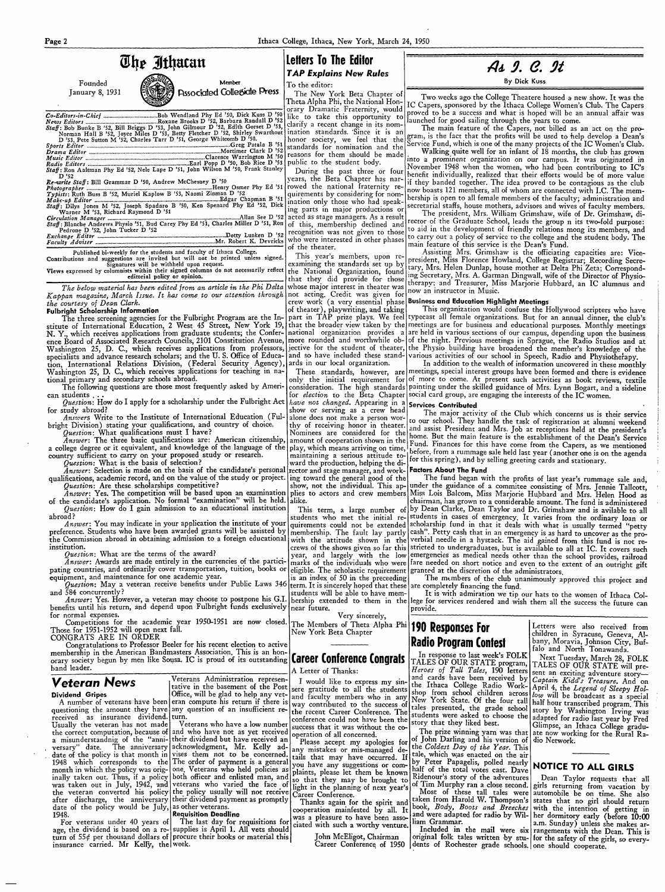# The Ithacan

Founded January 8, 1931

Member Associated Collegiate Press

*Co-Editors-in-Chief* ..................Bob Wendland Phy Ed '50, Dick Kuss D '50
*News Editors* ..................Roxane Brooks D '52, Barbara Randall D '52
*Staff*: Bob Bunke B '52, Bill Briggs D '53, John Gilmour D '52, Edith Gorset D '53, Norman Hall B '52, Joyce Miles D '53, Betty Fletcher D '52, Shirley Swarthout D '53, Pete Sutton M '52, Charles Tarr D '51, George Whitcomb D '50.
*Sports Editor* ..................Greg Patala B '51
*Drama Editor* ..................Mortimer Clark D '52
*Music Editor* ..................Clarence Warrington M '50
*Radio Editors* ..................Earl Popp D '50, Bob Rice D '53
*Staff*: Ron Aaltman Phy Ed '52, Nele Lape D '51, John Wilson M '50, Frank Stanley D '52
*Re-write Staff*: Bill Grammar D '50, Andrew McChesney D '50
*Photographer* ..................Henry Osmer Phy Ed '51
*Typists*: Ruth Buss B '52, Muriel Kaplow B '53, Naomi Zinman D '52
*Make-up Editor* ..................Edgar Chapman B '51
*Staff*: Dilys Jones M '52, Joseph Spadaro B '50, Ken Spenard Phy Ed '52, Dick Warner M '53, Richard Raymond D '51
*Circulation Manager* ..................Allan See D '52
*Staff*: Blanche Andrews Physio '51, Bud Carey Phy Ed '51, Charles Miller D '51, Ron Pedrone D '52, John Tucker D '52
*Exchange Editor* ..................Dotty Lunken D '52
*Faculty Adviser* ..................Mr. Robert K. Devricks

Published bi-weekly for the students and faculty of Ithaca College.
Contributions and suggestions are invited but will not be printed unless signed. Signatures will be withheld upon request.
Views expressed by columnists within their signed columns do not necessarily reflect editorial policy or opinion.

*The below material has been edited from an article in the Phi Delta Kappan magazine, March Issue. It has come to our attention through the courtesy of Dean Clark.*

### Fulbright Scholarship Information

The three screening agencies for the Fulbright Program are the Institute of International Education, 2 West 45 Street, New York 19, N. Y., which receives applications from graduate students; the Conference Board of Associated Research Councils, 2101 Constitution Avenue, Washington 25, D. C., which receives applications from professors, specialists and advance research scholars; and the U. S. Office of Education, International Relations Division, (Federal Security Agency), Washington 25, D. C., which receives applications for teaching in national primary and secondary schools abroad.

The following questions are those most frequently asked by American students . . .

*Question*: How do I apply for a scholarship under the Fulbright Act for study abroad?

*Answers* Write to the Institute of International Education (Fulbright Division) stating your qualifications, and country of choice.

*Question*: What qualifications must I have?

*Answer*: The three basic qualifications are: American citizenship, a college degree or it equivalent, and knowledge of the language of the country sufficient to carry on your proposed study or research.

*Question*: What is the basis of selection?

*Answer*: Selection is made on the basis of the candidate's personal qualifications, academic record, and on the value of the study or project.

*Question*: Are these scholarships competitive?

*Answer*: Yes. The competition will be based upon an examination of the candidate's application. No formal "examination" will be held.

*Question*: How do I gain admission to an educational institution abroad?

*Answer*: You may indicate in your application the institute of your preference. Students who have been awarded grants will be assisted by the Commission abroad in obtaining admission to a foreign educational institution.

*Question*: What are the terms of the award?

*Answer*: Awards are made entirely in the currencies of the participating countries, and ordinarily cover transportation, tuition, books or equipment, and maintenance for one academic year.

*Question*: May a veteran receive benefits under Public Laws 346 and 584 concurrently?

*Answer*: Yes. However, a veteran may choose to postpone his G.I. benefits until his return, and depend upon Fulbright funds exclusively for normal expenses.

Competitions for the academic year 1950-1951 are now closed. Those for 1951-1952 will open next fall.

CONGRATS ARE IN ORDER

Congratulations to Professor Beeler for his recent election to active membership in the American Bandmasters Association. This is an honorary society begun by men like Sousa. IC is proud of its outstanding band leader.

## Veteran News

### Dividend Gripes

A number of veterans have been questioning the amount they have received as insurance dividend. Usually the veteran has not made the correct computation, because of a misunderstanding of the "anniversary" date. The anniversary date of the policy is that month in 1948 which corresponds to the month in which the policy was originally taken out. Thus, if a policy was taken out in July, 1942, and the veteran converted his policy after discharge, the anniversary date of the policy would be July, 1948.

For veterans under 40 years of age, the dividend is based on a return of 55¢ per thousand dollars of insurance carried. Mr Kelly, the Veterans Administration representative in the basement of the Post Office, will be glad to help any veteran compute his return if there is any question of an insufficient return.

Veterans who have a low number and who have not as yet received their dividend but have received an acknowledgment, Mr. Kelly advises them not to be concerned. The order of payment is a general one. Veterans who held policies as both officer and enlisted man, and veterans who varied the face of the policy usually will not receive their dividend payment as promptly as other veterans.

### Requisition Deadline

The last day for requisitions for supplies is April 1. All vets should procure their books or material this week.

## Letters To The Editor

### TAP Explains New Rules

To the editor:

The New York Beta Chapter of Theta Alpha Phi, the National Honorary Dramatic Fraternity, would like to take this opportunity to clarify a recent change in its nomination standards. Since it is an honor society, we feel that the standards for nomination and the reasons for them should be made public to the student body.

During the past three or four years, the Beta Chapter has narrowed the national fraternity requirements by considering for nomination only those who had speaking parts in major productions or acted as stage managers. As a result of this, membership declined and recognition was not given to those who were interested in other phases of the theater.

This year's members, upon reexamining the standards set up by the National Organization, found that they did provide for those whose major interest in theater was not acting. Credit was given for crew work (a very essential phase of theater), playwriting, and taking part in TAP prize plays. We feel that the broader view taken by the national organization provides a more rounded and worthwhile objective for the student of theater, and so have included these standards in our local organization.

These standards, however, are only the initial requirement for consideration. The high standards for *election* to the Beta Chapter *have not changed*. Appearing in a show or serving as a crew head alone does not make a person worthy of receiving honor in theater. Nominees are considered for the amount of cooperation shown in the play, which means arriving on time, maintaining a serious attitude toward the production, helping the director and stage manager, and working toward the general good of the show, not the individual. This applies to actors and crew members alike.

This term, a large number of students who met the initial requirements could not be extended membership. The fault lay partly with the attitude shown in the crews of the shows given so far this year, and largely with the low marks of the individuals who were eligible. The scholastic requirement is an index of 50 in the preceeding term. It is sincerely hoped that these students will be able to have membership extended to them in the near future.

Very sincerely,
The Members of Theta Alpha Phi
New York Beta Chapter

## Career Conference Congrats

A Letter of Thanks:

I would like to express my sincere gratitude to all the students and faculty members who in any way contributed to the success of the recent Career Conference. The conference could not have been the success that it was without the cooperation of all concerned.

Please accept my apologies for any mistakes or mis-managed details that may have occurred. If you have any suggestions or complaints, please let them be known so that they may be brought to light in the planning of next year's Career Conference.

Thanks again for the spirit and cooperation manifested by all. It was a pleasure to have been associated with such a worthy venture.

John McEligot, Chairman
Career Conference of 1950

## As I. C. It

By Dick Kuss

Two weeks ago the College Theatere housed a new show. It was the IC Capers, sponsored by the Ithaca College Women's Club. The Capers proved to be a success and what is hoped will be an annual affair was launched for good sailing through the years to come.

The main feature of the Capers, not billed as an act on the program, is the fact that the profits will be used to help develop a Dean's Service Fund, which is one of the many projects of the IC Women's Club.

Walking quite well for an infant of 18 months, the club has grown into a prominent organization on our campus. It was originated in November 1948 when the women, who had been contributing to IC's benefit individually, realized that their efforts would be of more value if they banded together. The idea proved to be contagious as the club now boasts 121 members, all of whom are connected with I.C. The membership is open to all female members of the faculty; administration and secretarial staffs, house mothers, advisors and wives of faculty members.

The president, Mrs. William Grimshaw, wife of Dr. Grimshaw, director of the Graduate School, leads the group n its two-fold purpose: to aid in the development of friendly relations mong its members, and to carry out a policy of service to the college and the student body. The main feature of this service is the Dean's Fund.

Assisting Mrs. Grimshaw is the officiating capacities are: Vice-president, Miss Florence Howland, College Registrar; Recording Secretary, Mrs. Helen Dunlap, house mother at Delta Phi Zeta; Corresponding Secretary, Mrs. A. Garman Dingwall, wife of the Director of Physiotherapy; and Treasurer, Miss Marjorie Hubbard, an IC alumnus and now an instructor in Music.

### Business and Education Highlight Meetings

This organization would confuse the Hollywood scripters who have typecast all female organizations. But for an annual dinner, the club's meetings are for business and educational purposes. Monthly meetings are held in various sections of our campus, depending upon the business of the night. Previous meetings in Sprague, the Radio Studios and at the Physio building have broadened the member's knowledge of the various activities of our school in Speech, Radio and Physiotherapy.

In addition to the wealth of information uncovered in these monthly meetings, special interest groups have been formed and there is evidence of more to come. At present such activities as book reviews, textile painting under the skilled guidance of Mrs. Lynn Bogart, and a sideline social card group, are engaging the interests of the IC women.

### Services Contributed

The major activity of the Club which concerns us is their service to our school. They handle the task of registration at alumni weekend and assist President and Mrs. Job at receptions held at the president's home. But the main feature is the establishment of the Dean's Service Fund. Finances for this have come from the Capers, as we mentioned before, from a rummage sale held last year (another one is on the agenda for this spring), and by selling greeting cards and stationary.

### Factors About The Fund

The fund began with the profits of last year's rummage sale and, under the guidance of a commitee consisting of Mrs. Jennie Tallcott, Miss Lois Balcom, Miss Marjorie Hubbard and Mrs. Helen Hood as chairman, has grown to a considerable amount. The fund is administered by Dean Clarke, Dean Taylor and Dr. Grimshaw and is avilable to all students in cases of emergency. It varies from the ordinary loan or scholarship fund in that it deals with what is usually termed "petty cash". Petty cash that in an emergency is as hard to uncover as the proverbial needle in a haystack. The aid gained from this fund is not restricted to undergraduates, but is available to all at IC. It covers such emergencies as medical needs other than the school provides, railroad fare needed on short notice and even to the extent of an outright gift granted at the discretion of the administrators.

The members of the club unanimously approved this project and are completely financing the fund.

It is with admiration we tip our hats to the women of Ithaca College for services rendered and wish them all the success the future can provide.

## 190 Responses For Radio Program Contest

In response to last week's FOLK TALES OF OUR STATE program, *Heroes of Tall Tales*, 190 letters and cards have been received by the Ithaca College Radio Workshop from school children across New York State. Of the four tall tales presented, the grade school students were asked to choose the story that they liked best.

The prize winning yarn was that of John Darling and his version of the *Coldest Day of the Year*. This tale, which was enacted on the air by Peter Papagelis, polled nearly half of the total votes cast. Dave Ridenour's story of the adventures of Tim Murphy ran a close second.

Most of these tall tales were taken from Harold W. Thompson's book, *Body, Boots and Breeches* and were adapted for radio by William Grammar.

Included in the mail were six original folk tales written by students of Rochester grade schools. Letters were also received from children in Syracuse, Geneva, Albany, Moravia, Johnson City, Buffalo and North Tonawanda.

Next Tuesday, March 28, FOLK TALES OF OUR STATE will present an exciting adventure story—*Captain Kidd's Treasure*. And on April 4, the *Legend of Sleepy Hollow* will be broadcast as a special half hour transcribed program. This story by Washington Irving was adapted for radio last year by Fred Glimpse, an Ithaca College graduate now working for the Rural Radio Network.

## NOTICE TO ALL GIRLS

Dean Taylor requests that all girls returning from vacation by automobile be on time. She also states that no girl should return with the intention of getting in her dormitory early (before 10:00 a.m. Sunday) unless she makes arrangements with the Dean. This is for the safety of the girls, so everyone should cooperate.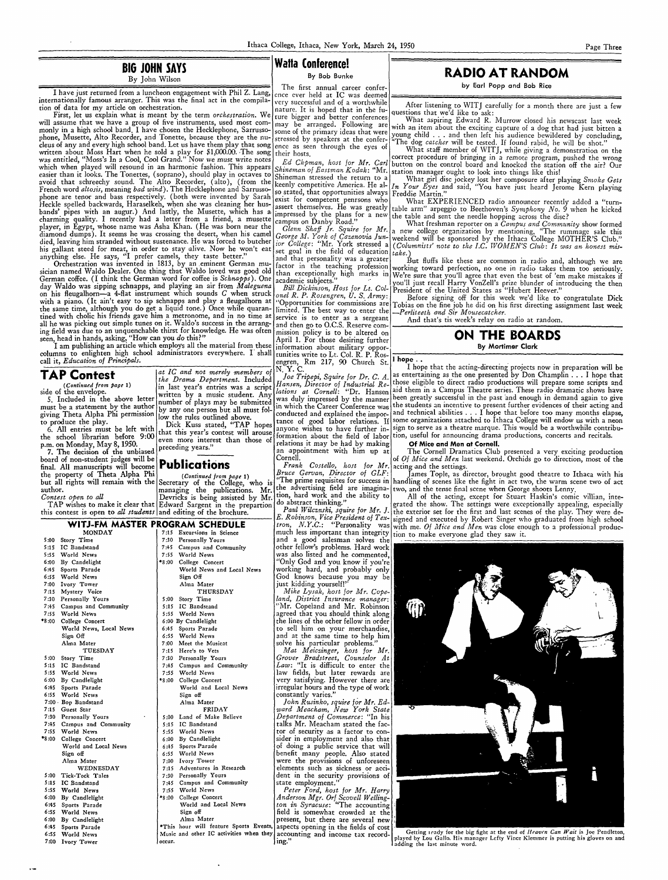## BIG JOHN SAYS

By John Wilson

I have just returned from a luncheon engagement with Phil Z. Lang, internationally famous arranger. This was the final act in the compilation of data for my article on orchestration.

First, let us explain what is meant by the term *orchestration*. We will assume that we have a group of five instruments, used most commonly in a high school band, I have chosen the Hecklephone, Sarrussophone, Musette, Alto Recorder, and Tonette, because they are the nucleus of any and every high school band. Let us have them play that song written about Moss Hart when he sold a play for $1,000.00. The song was entitled, "Moss's In a Cool, Cool Grand." Now we must write notes which when played will resound in an harmonic fashion. This appears easier than it looks. The Tonettes, (soprano), should play in octaves to avoid that schreechy sound. The Alto Recorder, (alto), (from the French word *altosis*, meaning *bad wind*). The Hecklephone and Sarrussophone are tenor and bass respectively. (both were invented by Sarah Heckle spelled backwards, Haraselkeh, when she was cleaning her husbands' pipes with an augur.) And lastly, the Musette, which has a charming quality. I recently had a letter from a friend, a musette player, in Egypt, whose name was Asha Khan. (He was born near the diamond dumps). It seems he was crossing the desert, when his camel died, leaving him stranded without sustenance. He was forced to butcher his gallant steed for meat, in order to stay alive. Now he won't eat anything else. He says, "I prefer camels, they taste better."

Orchestration was invented in 1813, by an eminent German musician named Waldo Dealer. One thing that Waldo loved was good old German coffee. (I think the German word for coffee is *Schnapps*). One day Waldo was sipping schnapps, and playing an air from *Maleguena* on his fleugalhorn—a 4-flat instrument which sounds C when struck with a piano. (It ain't easy to sip schnapps and play a fleugalhorn at the same time, although you do get a liquid tone.) Once while quarantined with cholic his friends gave him a metronome, and in no time at all he was picking out simple tunes on it. Waldo's success in the arranging field was due to an unquenchable thirst for knowledge. He was often seen, head in hands, asking, "How can you *do* this?"

I am publishing an article which employs all the material from these columns to enlighten high school administrators everywhere. I shall call it, *Education of Principals*.

## TAP Contest

(*Continued from page 1*)

side of the envelope.

5. Included in the above letter must be a statement by the author giving Theta Alpha Phi permission to produce the play.

6. All entries must be left with the school librarian before 9:00 p.m. on Monday, May 8, 1950.

7. The decision of the unbiased board of non-student judges will be final. All manuscripts will become the property of Theta Alpha Phi but all rights will remain with the author.

*Contest open to all*

TAP wishes to make it clear that this contest is open to *all students* at IC and not merely members of the Drama Department. Included in last year's entries was a script written by a music student. Any number of plays may be submitted by any one person but all must follow the rules outlined above.

Dick Kuss stated, "TAP hopes that this year's contest will arouse even more interest than those of preceding years."

## Publications

(*Continued from page 1*)

Secretary of the College, who is managing the publications. Mr. Devricks is being assisted by Mr. Edward Sargent in the prepartion and editing of the brochure.

## WITJ-FM MASTER PROGRAM SCHEDULE

**MONDAY**

- 5:00 Story Time
- 5:15 IC Bandstand
- 5:55 World News
- 6:00 By Candlelight
- 6:45 Sports Parade
- 6:55 World News
- 7:00 Ivory Tower
- 7:15 Mystery Voice
- 7:30 Personally Yours
- 7:45 Campus and Community
- 7:55 World News
- \*8:00 College Concert
- World News, Local News
- Sign Off
- Alma Mater

**TUESDAY**

- 5:00 Story Time
- 5:15 IC Bandstand
- 5:55 World News
- 6:00 By Candlelight
- 6:45 Sports Parade
- 6:55 World News
- 7:00 Bop Bandstand
- 7:15 Guest Star
- 7:30 Personally Yours
- 7:45 Campus and Community
- 7:55 World News
- \*8:00 College Concert
- World and Local News
- Sign off
- Alma Mater

**WEDNESDAY**

- 5:00 Tick-Tock Tales
- 5:15 IC Bandstand
- 5:55 World News
- 6:00 By Candlelight
- 6:45 Sports Parade
- 6:55 World News
- 6:00 By Candlelight
- 6:45 Sports Parade
- 6:55 World News
- 7:00 Ivory Tower
- 7:15 Excursions in Science
- 7:30 Personally Yours
- 7:45 Campus and Community
- 7:55 World News
- \*8:00 College Concert
- World News and Local News
- Sign Off
- Alma Mater

**THURSDAY**

- 5:00 Story Time
- 5:15 IC Bandstand
- 5:55 World News
- 6:00 By Candlelight
- 6:45 Sports Parade
- 6:55 World News
- 7:00 Meet the Musicat
- 7:15 Here's to Vets
- 7:30 Personally Yours
- 7:45 Campus and Community
- 7:55 World News
- \*8:00 College Concert
- World and Local News
- Sign off
- Alma Mater

**FRIDAY**

- 5:00 Land of Make Believe
- 5:15 IC Bandstand
- 5:55 World News
- 6:00 By Candlelight
- 6:45 Sports Parade
- 6:55 World News
- 7:00 Ivory Tower
- 7:15 Adventures in Research
- 7:30 Personally Yours
- 7:45 Campus and Community
- 7:55 World News
- \*8:00 College Concert
- World and Local News
- Sign off
- Alma Mater

\*This hour will feature Sports Events, Music and other IC activities when they occur.

## Watta Conference!

By Bob Bunke

The first annual career conference ever held at IC was deemed very successful and of a worthwhile nature. It is hoped that in the future bigger and better conferences may be arranged. Following are some of the primary ideas that were stressed by speakers at the conference as seen through the eyes of their hosts.

*Ed Chipman, host for Mr. Carl Shineman of Eastman Kodak*: "Mr. Shineman stressed the return to a keenly competitive America. He also stated, that opportunities always exist for competent penrsons who assert themselves. He was greatly impressed by the plans for a new campus on Danby Road."

*Glenn Shaff Jr. Squire for Mr. George M. York of Cazenovia Junior College*: "Mr. York stressed a set goal in the field of education and that personality was a greater factor in the teaching profession than exceptionally high marks in academic subjects."

*Bill Dickinson, Host for Lt. Colonel R. P. Rosengren, U. S. Army*: "Opportunities for commissions are limited. The best way to enter the service is to enter as a sergeant and then go to O.C.S. Reserve commission policy is to be altered on April 1. For those desiring further information about military opportunities write to Lt. Col. R. P. Rosengren, Rm 217, 90 Church St. N. Y. C.

*Joe Tripepi, Squire for Dr. C. A. Hansen, Director of Industrial Relations at Cornell*: "Dr. Hansen was duly impressed by the manner in which the Career Conference was conducted and explained the importance of good labor relations. If anyone wishes to have further information about the field of labor relations it may be had by making an appointment with him up at Cornell.

*Frank Costello, host for Mr. Bruce Gervan, Director of GLF*: "The prime requisites for success in the advertising field are imagination, hard work and the ability to do abstract thinking."

*Paul Wilcznski, squire for Mr. J. E. Robinson, Vice President of Textron, N.Y.C.*: "Personality was much less important than integrity and a good salesman solves the other fellow's problems. Hard work was also listed and he commented, "Only God and you know if you're working hard, and probably only God knows because you may be just kidding yourself!"

*Mike Lysak, host for Mr. Copeland, District Insurance manager*: "Mr. Copeland and Mr. Robinson agreed that you should think along the lines of the other fellow in order to sell him on your merchandise, and at the same time to help him solve his particular problems."

*Mat Meiczinger, host for Mr. Grover Bradstreet, Counselor At Law*: "It is difficult to enter the law fields, but later rewards are very satisfying. However there are irregular hours and the type of work constantly varies."

*John Rusinko, squire for Mr. Edward Meacham, New York State Department of Commerce*: "In his talks Mr. Meacham stated the factor of security as a factor to consider in employment and also that of doing a public service that will benefit many people. Also stated were the provisions of unforeseen elements such as sickness or accident in the security provisions of state employment."

*Peter Ford, host for Mr. Harry Anderson Mgr. Orf Scovell Wellington in Syracuse*: "The accounting field is somewhat crowded at the present, but there are several new aspects opening in the fields of cost accounting and income tax recording."

# RADIO AT RANDOM

by Earl Popp and Bob Rice

After listening to WITJ carefully for a month there are just a few questions that we'd like to ask:

What aspiring Edward R. Murrow closed his newscast last week with an item about the exciting capture of a dog that had just bitten a young child . . . and then left his audience bewildered by concluding, "The dog *catcher* will be tested. If found rabid, he will be shot."

What staff member of WITJ, while giving a demonstration on the correct procedure of bringing in a remote program, pushed the wrong button on the control board and knocked the station off the air? Our station manager ought to look into things like this!

What girl disc jockey lost her composure after playing *Smoke Gets In Your Eyes* and said, "You have just heard Jerome Kern playing Freddie Martin."

What EXPERIENCED radio announcer recently added a "turntable arm" arpeggio to Beethoven's *Symphony No. 9* when he kicked the table and sent the needle hopping across the disc?

What freshman reporter on a *Campus and Community* show formed a new college organization by mentioning, "The rummage sale this weekend will be sponsored by the Ithaca College MOTHER'S Club." (*Columnists' note to the I.C. WOMEN'S Club: It was an honest mistake.*)

But fluffs like these are common in radio and, although we are working toward perfection, no one in radio takes them too seriously. We're sure that you'll agree that even the best of 'em make mistakes if you'll just recall Harry VonZell's prize blunder of introducing the then President of the United States as "Hubert Heever."

Before signing off for this week we'd like to congratulate Dick Tobias on the fine job he did on his first directing assignment last week —*Perlteeth and Sir Mousecatcher.*

And that's tis week's relay on radio at random.

# ON THE BOARDS

By Mortimer Clark

**I hope . .**

I hope that the acting-directing projects now in preparation will be as entertaining as the one presented by Don Champlin . . . I hope that those eligible to direct radio productions will prepare some scripts and aid them in a Campus Theatre series. These radio dramatic shows have been greatly successful in the past and enough in demand again to give the students an incentive to present further evidences of their acting and and technical abilities . . . I hope that before too many months elapse, some organizations attached to Ithaca College will endow us with a neon sign to serve as a theatre marque. This would be a worthwhile contribution, useful for announcing drama productions, concerts and recitals.

**Of Mice and Men at Cornell.**

The Cornell Dramatics Club presented a very exciting production of *Of Mice and Men* last weekend. Orchids go to direction, most of the acting and the settings.

James Tople, as director, brought good theatre to Ithaca with his handling of scenes like the fight in act two, the warm scene two of act two, and the tense final scene when George shoots Lenny.

All of the acting, except for Stuart Haskin's comic villian, integrated the show. The settings were exceptionally appealing, especially the exterior set for the first and last scenes of the play. They were designed and executed by Robert Singer who graduated from high school with me. *Of Mice and Men* was close enough to a professional production to make everyone glad they saw it.

Getting ready for the big fight at the end of *Heaven Can Wait* is Joe Pendleton, played by Lou Gallo. His manager Lefty Vince Klemmer is putting his gloves on and adding the last minute word.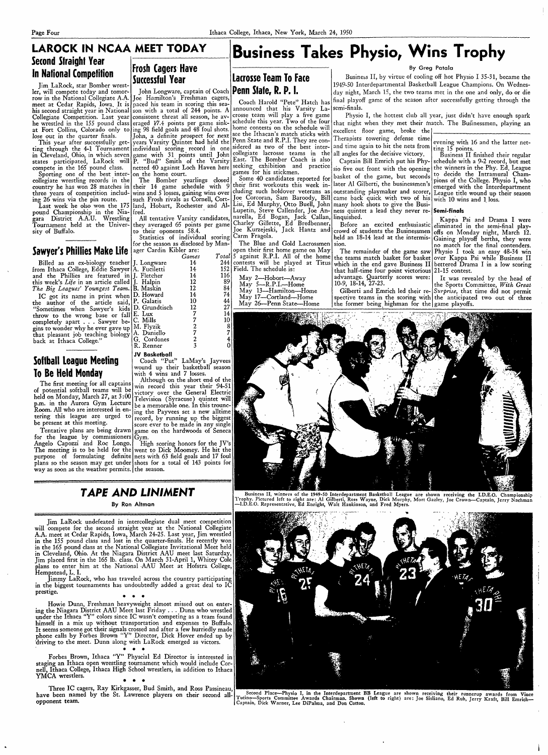# LAROCK IN NCAA MEET TODAY

## Second Straight Year In National Competition

Jim LaRock, star Bomber wrestler, will compete today and tomorrow in the National Collegiate A.A. meet at Cedar Rapids, Iowa. It is his second straight year in National Collegiate Competition. Last year he wrestled in the 155 pound class at Fort Collins, Colorado only to lose out in the quarter finals.

This year after successfully getting through the 4-1 Tournament in Cleveland, Ohio, in which seven states participated, LaRock will compete in the 165 pound class.

Sporting one of the best intercollegiate wrestling records in the country he has won 28 matches in three years of competition including 26 wins via the pin route.

Last week he also won the 175 pound Championship in the Niagara District A.A.U. Wrestling Tournament held at the University of Buffalo.

## Sawyer's Phillies Make Life

Billed as an ex-biology teacher from Ithaca College, Eddie Sawyer and the Phillies are featured in this week's *Life* in an article called *The Big Leagues' Youngest Team*.

IC got its name in print when the author of the article said, "Sometimes when Sawyer's kids throw to the wrong base or fall completely apart . . . Sawyer begins to wonder why he ever gave up that pleasant job teaching biology back at Ithaca College."

## Softball League Meeting To Be Held Monday

The first meeting for all captains of potential softball teams will be held on Monday, March 27, at 3:00 p.m. in the Aurora Gym Lecture Room. All who are interested in entering this league are urged to be present at this meeting.

Tentative plans are being drawn for the league by commissioners Angelo Capozzi and Roc Longo. The meeting is to be held for the purpose of formulating definite plans so the season may get under way as soon as the weather permits.

## Frosh Cagers Have Successful Year

John Longware, captain of Coach Joe Hamilton's Freshman cagers, paced his team in scoring this season with a total of 244 points. A consistent threat all season, he averaged 17.4 points per game sinking 98 field goals and 48 foul shots. John, a definite prospect for next years Varsity Quintet had held the individual scoring record in one game with 31 points until John P. "Bud" Smith of the Varsity netted 40 against Loch Haven here on the home court.

The Bomber yearlings closed their 14 game schedule with 9 wins and 5 losses, gaining wins over such Frosh rivals as Cornell, Cortland, Hobart, Rochester and Alfred.

All tentative Varsity candidates, they averaged 65 points per game to their opponents 58.4.

Statistics of individual scoring for the season as disclosed by Manager Cardin Kibler are:

| | Games | Total |
|---|---|---|
| J. Longware | 14 | 244 |
| A. Fuciletti | 14 | 152 |
| J. Fletcher | 14 | 116 |
| J. Halpin | 12 | 89 |
| B. Maskin | 12 | 84 |
| D. Howard | 14 | 74 |
| P. Galatis | 10 | 44 |
| D. Grundtisch | 12 | 27 |
| E. Lux | 7 | 14 |
| C. Mills | 7 | 10 |
| M. Flyzik | 2 | 8 |
| A. Daniello | 7 | 7 |
| G. Cordones | 2 | 4 |
| R. Renner | 3 | 0 |

### JV Basketball

Coach "Put" LaMay's Jayvees wound up their basketball season with 4 wins and 7 losses.

Although on the short end of the win record this year their 94-51 victory over the General Electric Television (Syracuse) quintet will be a memorable one. In this trouncing the Payvees set a new alltime record, by running up the biggest score ever to be made in any single game on the hardwoods of Seneca Gym.

High scoring honors for the JV's went to Dick Moomey. He hit the nets with 63 field goals and 17 foul shots for a total of 143 points for the season.

## Lacrosse Team To Face Penn State, R. P. I.

Coach Harold "Pete" Hatch has announced that his Varsity Lacrosse team will play a five game schedule this year. Two of the four home contests on the schedule will see the Ithacan's match sticks with Penn State and R.P.I. They are considered as two of the best intercollegiate lacrosse teams in the East. The Bomber Coach is also seeking exhibition and practice games for his stickmen.

Some 40 candidates reported for their first workouts this week including such holdover veterans as Joe Corcoran, Sam Baroody, Bill Lisi, Ed Murphy, Otto Buell, John Lupetin, Steve Callender, Joe Annarella, Ed Bogan, Jack Callan, Charley Gillette, Ed Bredbenner, Joe Kurzejeski, Jack Hantz and Carm Fragola.

The Blue and Gold Lacrossmen open their first home game on May 5 against R.P.I. All of the home contests will be played at Titus Field. The schedule is:

May 2—Hobort—Away
May 5—R.P.I.—Home
May 13—Hamilton—Home
May 17—Cortland—Home
May 26—Penn State—Home

# Business Takes Physio, Wins Trophy

By Greg Patala

Business II, by virtue of cooling off hot Physio I 35-31, became the 1949-50 Interdepartmental Basketball League Champions. On Wednesday night, March 15, the two teams met in the one and only, do or die final playoff game of the season after successfully getting through the semi-finals.

Physio I, the hottest club all year, just didn't have enough spark that night when they met their match. The Businessmen, playing an excellent floor game, broke the Therapists towering defense time and time again to hit the nets from all angles for the decisive victory.

Captain Bill Emrich put his Physio five out front with the opening basket of the game, but seconds later Al Gilberti, the businessmen's outstanding playmaker and scorer, came back quick with two of his many hook shots to give the Business quintet a lead they never relinquished.

Before an excited enthusiastic crowd of students the Businessmen held an 18-14 lead at the intermission.

The remainder of the game saw the teams match basket for basket which in the end gave Business II that half-time four point victorious advantage. Quarterly scores were: 10-9, 18-14, 27-23.

Gilberti and Emrich led their respective teams in the scoring with the former being highman for the evening with 16 and the latter netting 15 points.

Business II finished their regular schedule with a 9-2 record, but met the winners in the Phy. Ed. League to decide the Intramural Champions of the College. Physio I, who emerged with the Interdepartment League title wound up their season with 10 wins and 1 loss.

### Semi-finals

Kappa Psi and Drama I were eliminated in the semi-final playoffs on Monday night, March 12. Gaining playoff berths, they were no match for the final contenders. Physio I took an easy 48-34 win over Kappa Psi while Business II bettered Drama I in a low scoring 21-15 contest.

It was revealed by the head of the Sports Committee, *With Great Surprise*, that time did not permit the anticipated two out of three game playoffs.

Business II, winners of the 1949-50 Interdepartment Basketball League are shown receiving the I.D.E.O. Championship Trophy. Pictured left to right are: Al Gilberti, Ross Wayne, Dick Murphy, Mort Gazley, Joe Crown—Captain, Jerry Nachman—I.D.E.O. Representative, Ed Enright, Walt Hankinson, and Fred Myers.

Second Place—Physio I, in the Interdepartment BB League are shown receiving their runnerup awards from Vince Tutino—Sports Committee Awards Chairman. Shown (left to right) are: Joe Sisliano, Ed Ruh, Jerry Kraft, Bill Emrich—Captain, Dick Warner, Lee DiPalma, and Don Cotton.

# TAPE AND LINIMENT

By Ron Altman

Jim LaRock undefeated in intercollegiate dual meet competition will compete for the second straight year at the National Collegiate A.A. meet at Cedar Rapids, Iowa, March 24-25. Last year, Jim wrestled in the 155 pound class and lost in the quarter-finals. He recently won in the 165 pound class at the National Collegiate Invitational Meet held in Cleveland, Ohio. At the Niagara District AAU meet last Saturday, Jim placed first in the 165 lb. class. On March 31-April 1, Whitey Cole plans to enter him at the National AAU Meet at Hofstra College, Hempstead, L. I.

Jimmy LaRock, who has traveled across the country participating in the biggest tournaments has undoubtedly added a great deal to IC prestige.

• • •

Howie Dunn, Freshman heavyweight almost missed out on entering the Niagara District AAU Meet last Friday . . . Dunn who wrestled under the Ithaca "Y" colors since IC wasn't competing as a team found himself in a mix up without transportation and expenses to Buffalo. It seems someone got their signals crossed and after a few hurriedly made phone calls by Forbes Brown "Y" Director, Dick Hover ended up by driving to the meet. Dunn along with LaRock emerged as victors.

• • •

Forbes Brown, Ithaca "Y" Physcial Ed Director is interested in staging an Ithaca open wrestling tournament which would include Cornell, Ithaca College, Ithaca High School wrestlers, in addition to Ithaca YMCA wrestlers.

• • •

Three IC cagers, Ray Kirkgasser, Bud Smith, and Ross Passineau, have been named by the St. Lawrence players on their second all-opponent team.